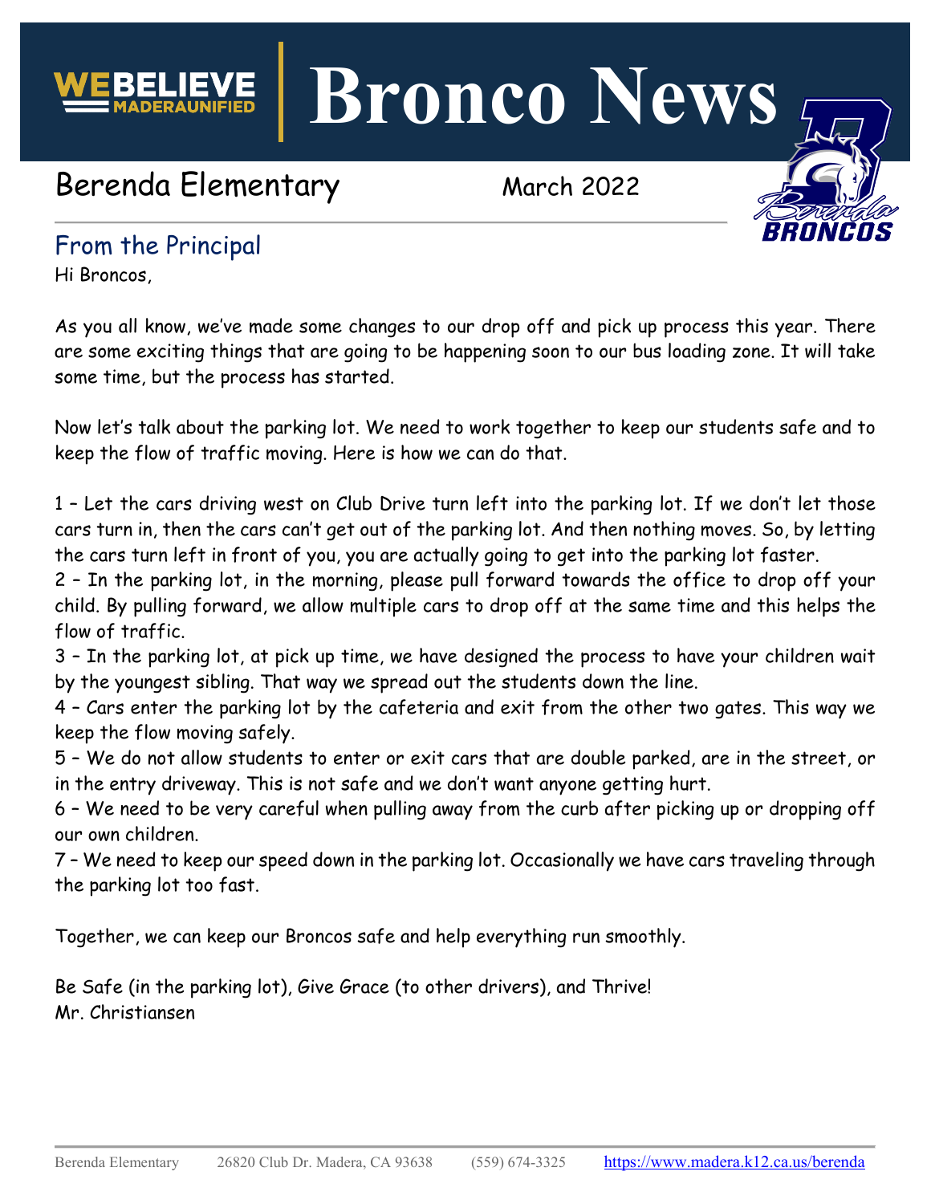# Bronco News

WE BELIEVE MADERA UNIFIED

## Berenda Elementary

March 2022

## From the Principal

Hi Broncos,

As you all know, we've made some changes to our drop off and pick up process this year. There are some exciting things that are going to be happening soon to our bus loading zone. It will take some time, but the process has started.

Now let's talk about the parking lot. We need to work together to keep our students safe and to keep the flow of traffic moving. Here is how we can do that.

1 – Let the cars driving west on Club Drive turn left into the parking lot. If we don't let those cars turn in, then the cars can't get out of the parking lot. And then nothing moves. So, by letting the cars turn left in front of you, you are actually going to get into the parking lot faster.
2 – In the parking lot, in the morning, please pull forward towards the office to drop off your child. By pulling forward, we allow multiple cars to drop off at the same time and this helps the flow of traffic.
3 – In the parking lot, at pick up time, we have designed the process to have your children wait by the youngest sibling. That way we spread out the students down the line.
4 – Cars enter the parking lot by the cafeteria and exit from the other two gates. This way we keep the flow moving safely.
5 – We do not allow students to enter or exit cars that are double parked, are in the street, or in the entry driveway. This is not safe and we don't want anyone getting hurt.
6 – We need to be very careful when pulling away from the curb after picking up or dropping off our own children.
7 – We need to keep our speed down in the parking lot. Occasionally we have cars traveling through the parking lot too fast.

Together, we can keep our Broncos safe and help everything run smoothly.

Be Safe (in the parking lot), Give Grace (to other drivers), and Thrive!
Mr. Christiansen

Berenda Elementary 26820 Club Dr. Madera, CA 93638 (559) 674-3325 https://www.madera.k12.ca.us/berenda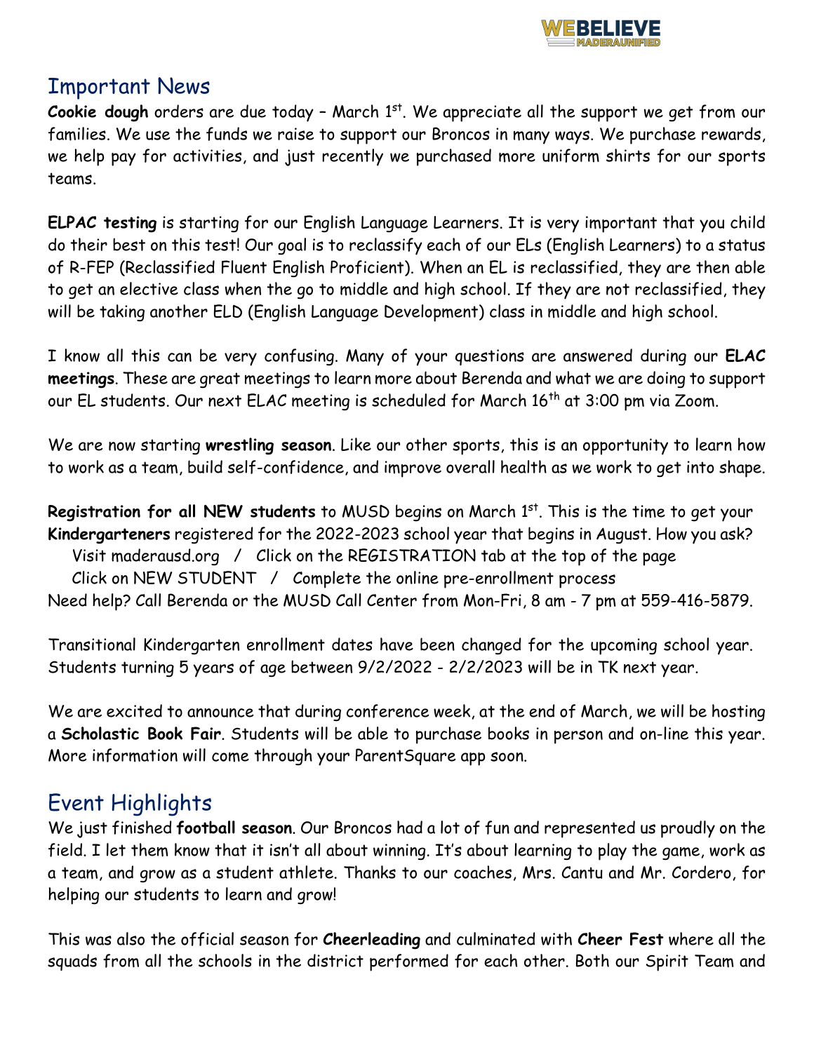## Important News

**Cookie dough** orders are due today – March 1st. We appreciate all the support we get from our families. We use the funds we raise to support our Broncos in many ways. We purchase rewards, we help pay for activities, and just recently we purchased more uniform shirts for our sports teams.

**ELPAC testing** is starting for our English Language Learners. It is very important that you child do their best on this test! Our goal is to reclassify each of our ELs (English Learners) to a status of R-FEP (Reclassified Fluent English Proficient). When an EL is reclassified, they are then able to get an elective class when the go to middle and high school. If they are not reclassified, they will be taking another ELD (English Language Development) class in middle and high school.

I know all this can be very confusing. Many of your questions are answered during our **ELAC meetings**. These are great meetings to learn more about Berenda and what we are doing to support our EL students. Our next ELAC meeting is scheduled for March 16th at 3:00 pm via Zoom.

We are now starting **wrestling season**. Like our other sports, this is an opportunity to learn how to work as a team, build self-confidence, and improve overall health as we work to get into shape.

**Registration for all NEW students** to MUSD begins on March 1st. This is the time to get your **Kindergarteners** registered for the 2022-2023 school year that begins in August. How you ask?
Visit maderausd.org / Click on the REGISTRATION tab at the top of the page
Click on NEW STUDENT / Complete the online pre-enrollment process
Need help? Call Berenda or the MUSD Call Center from Mon-Fri, 8 am - 7 pm at 559-416-5879.

Transitional Kindergarten enrollment dates have been changed for the upcoming school year. Students turning 5 years of age between 9/2/2022 - 2/2/2023 will be in TK next year.

We are excited to announce that during conference week, at the end of March, we will be hosting a **Scholastic Book Fair**. Students will be able to purchase books in person and on-line this year. More information will come through your ParentSquare app soon.

## Event Highlights

We just finished **football season**. Our Broncos had a lot of fun and represented us proudly on the field. I let them know that it isn't all about winning. It's about learning to play the game, work as a team, and grow as a student athlete. Thanks to our coaches, Mrs. Cantu and Mr. Cordero, for helping our students to learn and grow!

This was also the official season for **Cheerleading** and culminated with **Cheer Fest** where all the squads from all the schools in the district performed for each other. Both our Spirit Team and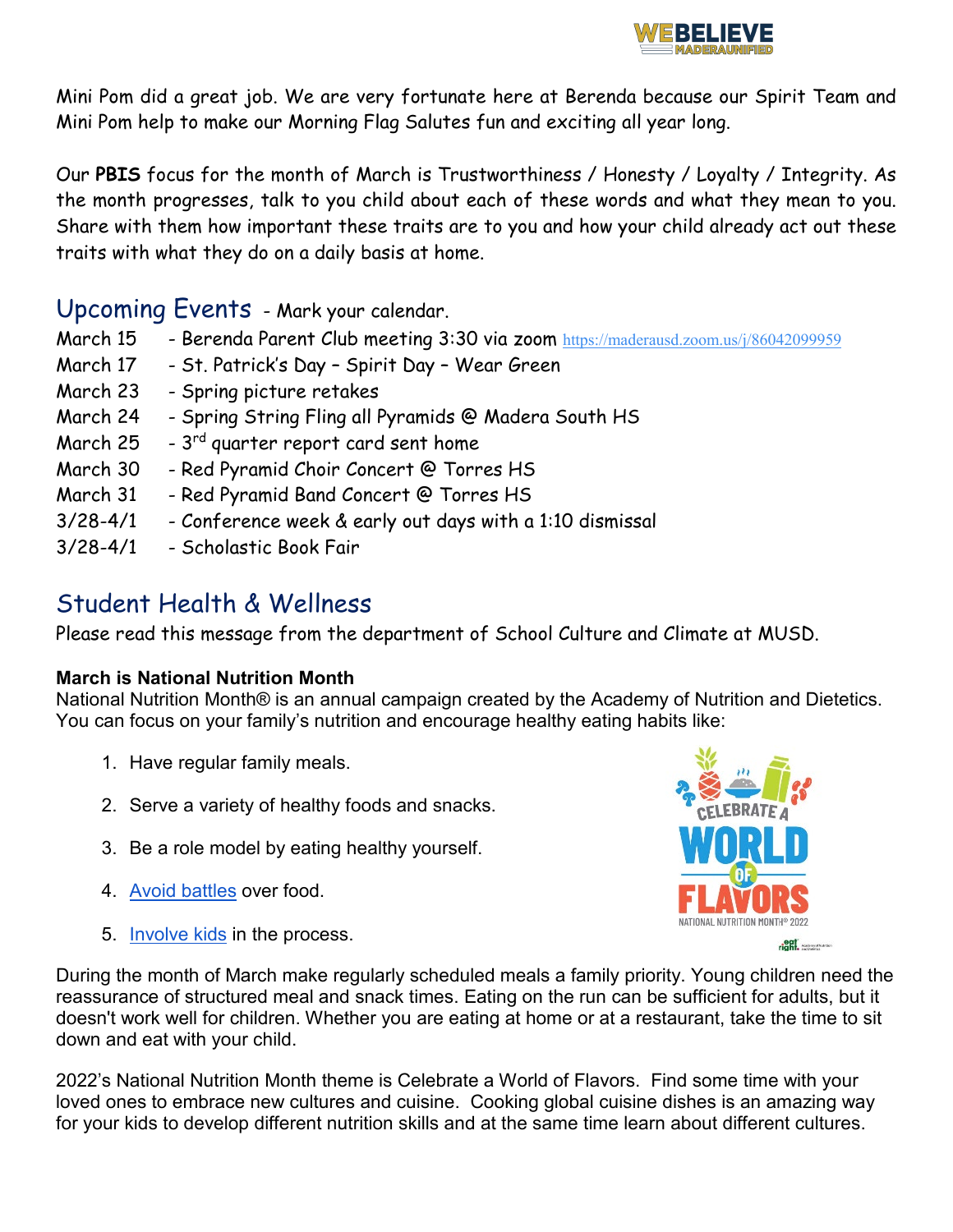Mini Pom did a great job. We are very fortunate here at Berenda because our Spirit Team and Mini Pom help to make our Morning Flag Salutes fun and exciting all year long.

Our **PBIS** focus for the month of March is Trustworthiness / Honesty / Loyalty / Integrity. As the month progresses, talk to you child about each of these words and what they mean to you. Share with them how important these traits are to you and how your child already act out these traits with what they do on a daily basis at home.

## Upcoming Events - Mark your calendar.

March 15 - Berenda Parent Club meeting 3:30 via zoom https://maderausd.zoom.us/j/86042099959
March 17 - St. Patrick's Day – Spirit Day – Wear Green
March 23 - Spring picture retakes
March 24 - Spring String Fling all Pyramids @ Madera South HS
March 25 - 3rd quarter report card sent home
March 30 - Red Pyramid Choir Concert @ Torres HS
March 31 - Red Pyramid Band Concert @ Torres HS
3/28-4/1 - Conference week & early out days with a 1:10 dismissal
3/28-4/1 - Scholastic Book Fair

## Student Health & Wellness

Please read this message from the department of School Culture and Climate at MUSD.

**March is National Nutrition Month**

National Nutrition Month® is an annual campaign created by the Academy of Nutrition and Dietetics. You can focus on your family's nutrition and encourage healthy eating habits like:

1. Have regular family meals.
2. Serve a variety of healthy foods and snacks.
3. Be a role model by eating healthy yourself.
4. Avoid battles over food.
5. Involve kids in the process.

CELEBRATE A WORLD OF FLAVORS
NATIONAL NUTRITION MONTH® 2022

During the month of March make regularly scheduled meals a family priority. Young children need the reassurance of structured meal and snack times. Eating on the run can be sufficient for adults, but it doesn't work well for children. Whether you are eating at home or at a restaurant, take the time to sit down and eat with your child.

2022's National Nutrition Month theme is Celebrate a World of Flavors. Find some time with your loved ones to embrace new cultures and cuisine. Cooking global cuisine dishes is an amazing way for your kids to develop different nutrition skills and at the same time learn about different cultures.